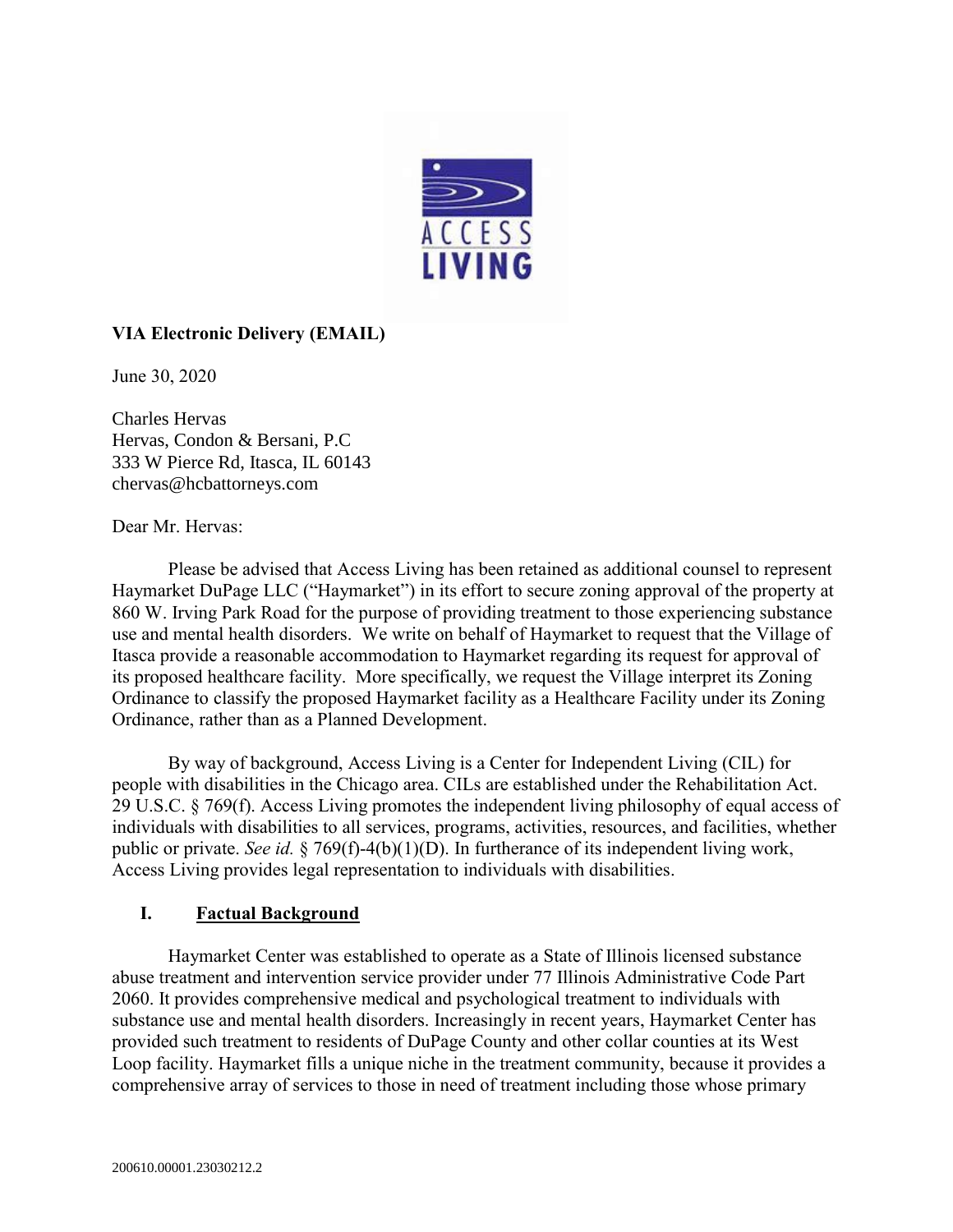ACCESS LIVING

**VIA Electronic Delivery (EMAIL)**

June 30, 2020

Charles Hervas
Hervas, Condon & Bersani, P.C
333 W Pierce Rd, Itasca, IL 60143
chervas@hcbattorneys.com

Dear Mr. Hervas:

Please be advised that Access Living has been retained as additional counsel to represent Haymarket DuPage LLC ("Haymarket") in its effort to secure zoning approval of the property at 860 W. Irving Park Road for the purpose of providing treatment to those experiencing substance use and mental health disorders. We write on behalf of Haymarket to request that the Village of Itasca provide a reasonable accommodation to Haymarket regarding its request for approval of its proposed healthcare facility. More specifically, we request the Village interpret its Zoning Ordinance to classify the proposed Haymarket facility as a Healthcare Facility under its Zoning Ordinance, rather than as a Planned Development.

By way of background, Access Living is a Center for Independent Living (CIL) for people with disabilities in the Chicago area. CILs are established under the Rehabilitation Act. 29 U.S.C. § 769(f). Access Living promotes the independent living philosophy of equal access of individuals with disabilities to all services, programs, activities, resources, and facilities, whether public or private. *See id.* § 769(f)-4(b)(1)(D). In furtherance of its independent living work, Access Living provides legal representation to individuals with disabilities.

## I. Factual Background

Haymarket Center was established to operate as a State of Illinois licensed substance abuse treatment and intervention service provider under 77 Illinois Administrative Code Part 2060. It provides comprehensive medical and psychological treatment to individuals with substance use and mental health disorders. Increasingly in recent years, Haymarket Center has provided such treatment to residents of DuPage County and other collar counties at its West Loop facility. Haymarket fills a unique niche in the treatment community, because it provides a comprehensive array of services to those in need of treatment including those whose primary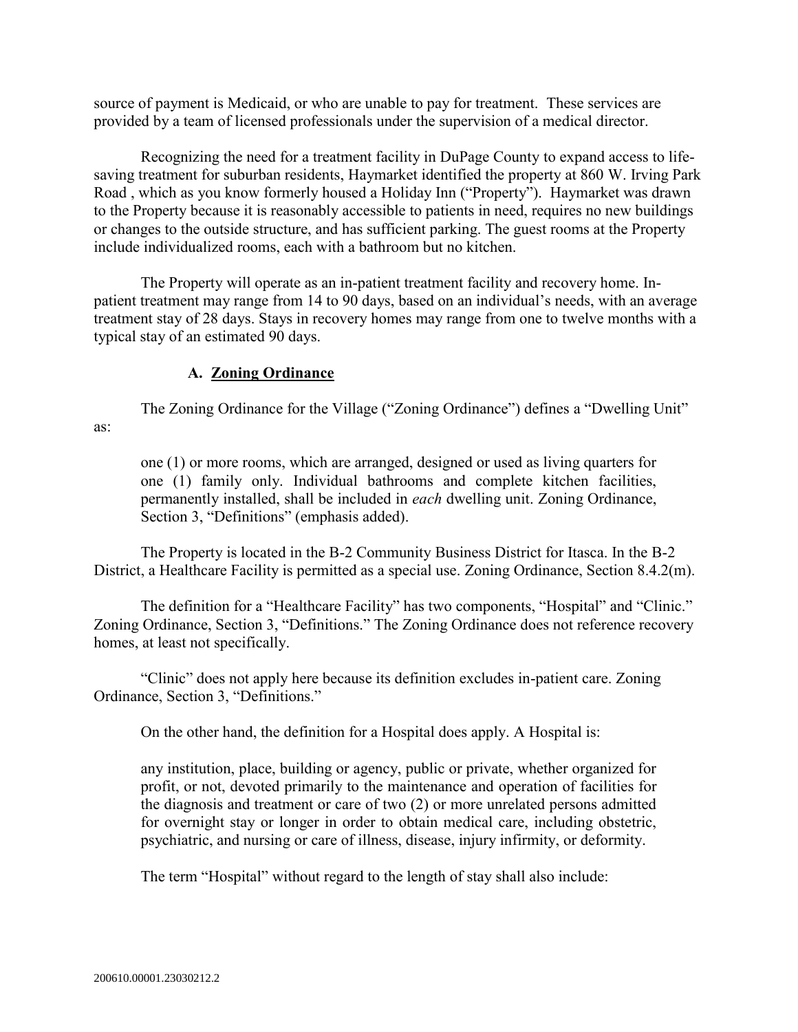source of payment is Medicaid, or who are unable to pay for treatment. These services are provided by a team of licensed professionals under the supervision of a medical director.

Recognizing the need for a treatment facility in DuPage County to expand access to life-saving treatment for suburban residents, Haymarket identified the property at 860 W. Irving Park Road , which as you know formerly housed a Holiday Inn ("Property"). Haymarket was drawn to the Property because it is reasonably accessible to patients in need, requires no new buildings or changes to the outside structure, and has sufficient parking. The guest rooms at the Property include individualized rooms, each with a bathroom but no kitchen.

The Property will operate as an in-patient treatment facility and recovery home. In-patient treatment may range from 14 to 90 days, based on an individual's needs, with an average treatment stay of 28 days. Stays in recovery homes may range from one to twelve months with a typical stay of an estimated 90 days.

### A. <u>Zoning Ordinance</u>

The Zoning Ordinance for the Village ("Zoning Ordinance") defines a "Dwelling Unit" as:

> one (1) or more rooms, which are arranged, designed or used as living quarters for one (1) family only. Individual bathrooms and complete kitchen facilities, permanently installed, shall be included in *each* dwelling unit. Zoning Ordinance, Section 3, "Definitions" (emphasis added).

The Property is located in the B-2 Community Business District for Itasca. In the B-2 District, a Healthcare Facility is permitted as a special use. Zoning Ordinance, Section 8.4.2(m).

The definition for a "Healthcare Facility" has two components, "Hospital" and "Clinic." Zoning Ordinance, Section 3, "Definitions." The Zoning Ordinance does not reference recovery homes, at least not specifically.

"Clinic" does not apply here because its definition excludes in-patient care. Zoning Ordinance, Section 3, "Definitions."

On the other hand, the definition for a Hospital does apply. A Hospital is:

> any institution, place, building or agency, public or private, whether organized for profit, or not, devoted primarily to the maintenance and operation of facilities for the diagnosis and treatment or care of two (2) or more unrelated persons admitted for overnight stay or longer in order to obtain medical care, including obstetric, psychiatric, and nursing or care of illness, disease, injury infirmity, or deformity.
>
> The term "Hospital" without regard to the length of stay shall also include: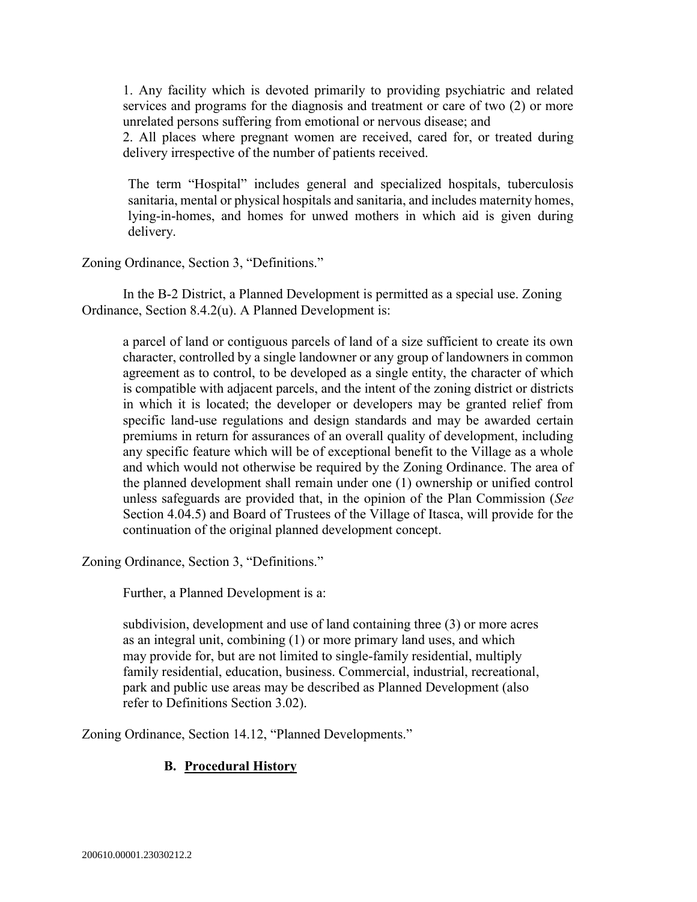1. Any facility which is devoted primarily to providing psychiatric and related services and programs for the diagnosis and treatment or care of two (2) or more unrelated persons suffering from emotional or nervous disease; and
2. All places where pregnant women are received, cared for, or treated during delivery irrespective of the number of patients received.

> The term "Hospital" includes general and specialized hospitals, tuberculosis sanitaria, mental or physical hospitals and sanitaria, and includes maternity homes, lying-in-homes, and homes for unwed mothers in which aid is given during delivery.

Zoning Ordinance, Section 3, "Definitions."

In the B-2 District, a Planned Development is permitted as a special use. Zoning Ordinance, Section 8.4.2(u). A Planned Development is:

> a parcel of land or contiguous parcels of land of a size sufficient to create its own character, controlled by a single landowner or any group of landowners in common agreement as to control, to be developed as a single entity, the character of which is compatible with adjacent parcels, and the intent of the zoning district or districts in which it is located; the developer or developers may be granted relief from specific land-use regulations and design standards and may be awarded certain premiums in return for assurances of an overall quality of development, including any specific feature which will be of exceptional benefit to the Village as a whole and which would not otherwise be required by the Zoning Ordinance. The area of the planned development shall remain under one (1) ownership or unified control unless safeguards are provided that, in the opinion of the Plan Commission (*See* Section 4.04.5) and Board of Trustees of the Village of Itasca, will provide for the continuation of the original planned development concept.

Zoning Ordinance, Section 3, "Definitions."

Further, a Planned Development is a:

> subdivision, development and use of land containing three (3) or more acres as an integral unit, combining (1) or more primary land uses, and which may provide for, but are not limited to single-family residential, multiply family residential, education, business. Commercial, industrial, recreational, park and public use areas may be described as Planned Development (also refer to Definitions Section 3.02).

Zoning Ordinance, Section 14.12, "Planned Developments."

### B. <u>Procedural History</u>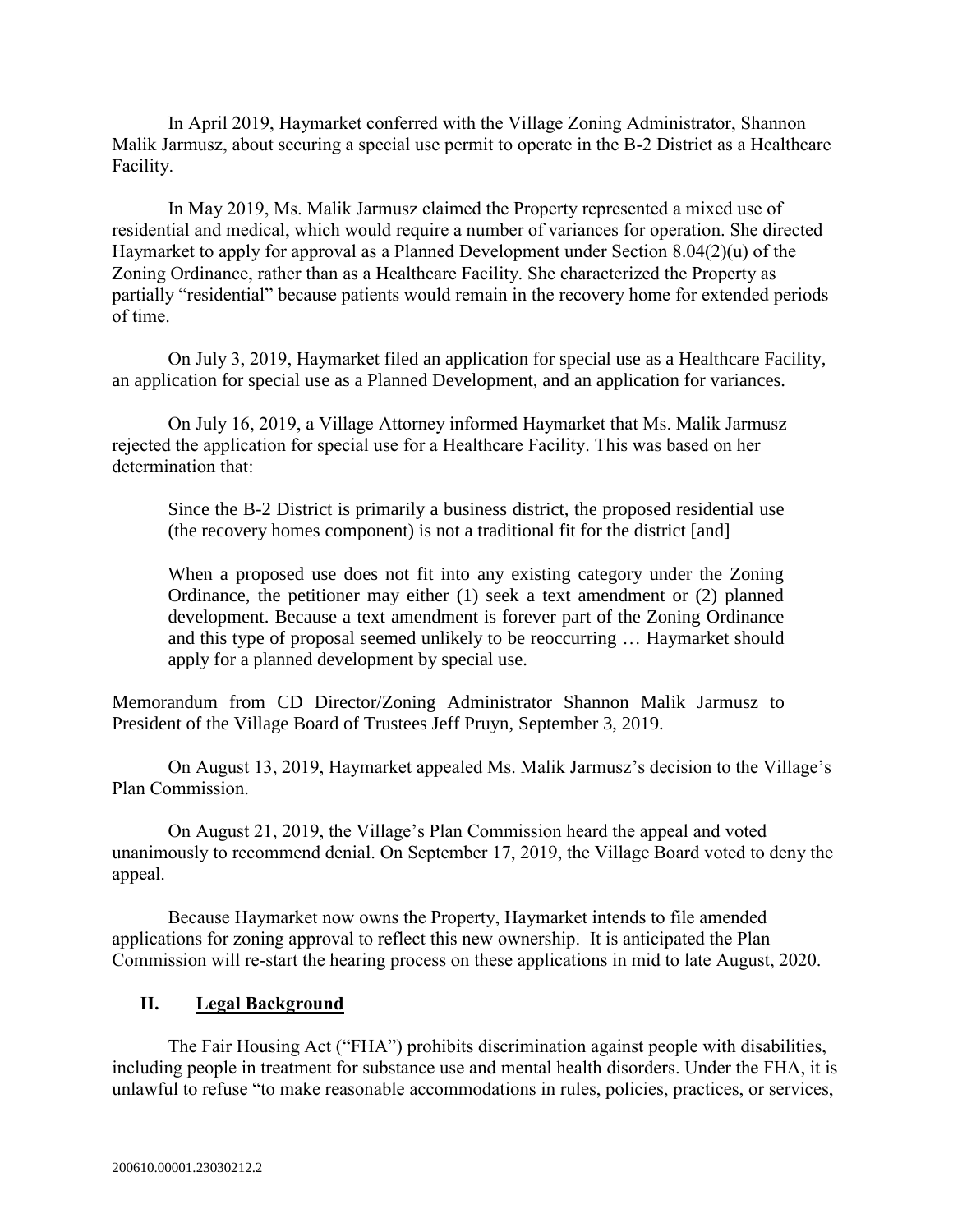In April 2019, Haymarket conferred with the Village Zoning Administrator, Shannon Malik Jarmusz, about securing a special use permit to operate in the B-2 District as a Healthcare Facility.

In May 2019, Ms. Malik Jarmusz claimed the Property represented a mixed use of residential and medical, which would require a number of variances for operation. She directed Haymarket to apply for approval as a Planned Development under Section 8.04(2)(u) of the Zoning Ordinance, rather than as a Healthcare Facility. She characterized the Property as partially "residential" because patients would remain in the recovery home for extended periods of time.

On July 3, 2019, Haymarket filed an application for special use as a Healthcare Facility, an application for special use as a Planned Development, and an application for variances.

On July 16, 2019, a Village Attorney informed Haymarket that Ms. Malik Jarmusz rejected the application for special use for a Healthcare Facility. This was based on her determination that:

> Since the B-2 District is primarily a business district, the proposed residential use (the recovery homes component) is not a traditional fit for the district [and]
>
> When a proposed use does not fit into any existing category under the Zoning Ordinance, the petitioner may either (1) seek a text amendment or (2) planned development. Because a text amendment is forever part of the Zoning Ordinance and this type of proposal seemed unlikely to be reoccurring … Haymarket should apply for a planned development by special use.

Memorandum from CD Director/Zoning Administrator Shannon Malik Jarmusz to President of the Village Board of Trustees Jeff Pruyn, September 3, 2019.

On August 13, 2019, Haymarket appealed Ms. Malik Jarmusz's decision to the Village's Plan Commission.

On August 21, 2019, the Village's Plan Commission heard the appeal and voted unanimously to recommend denial. On September 17, 2019, the Village Board voted to deny the appeal.

Because Haymarket now owns the Property, Haymarket intends to file amended applications for zoning approval to reflect this new ownership. It is anticipated the Plan Commission will re-start the hearing process on these applications in mid to late August, 2020.

## II. Legal Background

The Fair Housing Act ("FHA") prohibits discrimination against people with disabilities, including people in treatment for substance use and mental health disorders. Under the FHA, it is unlawful to refuse "to make reasonable accommodations in rules, policies, practices, or services,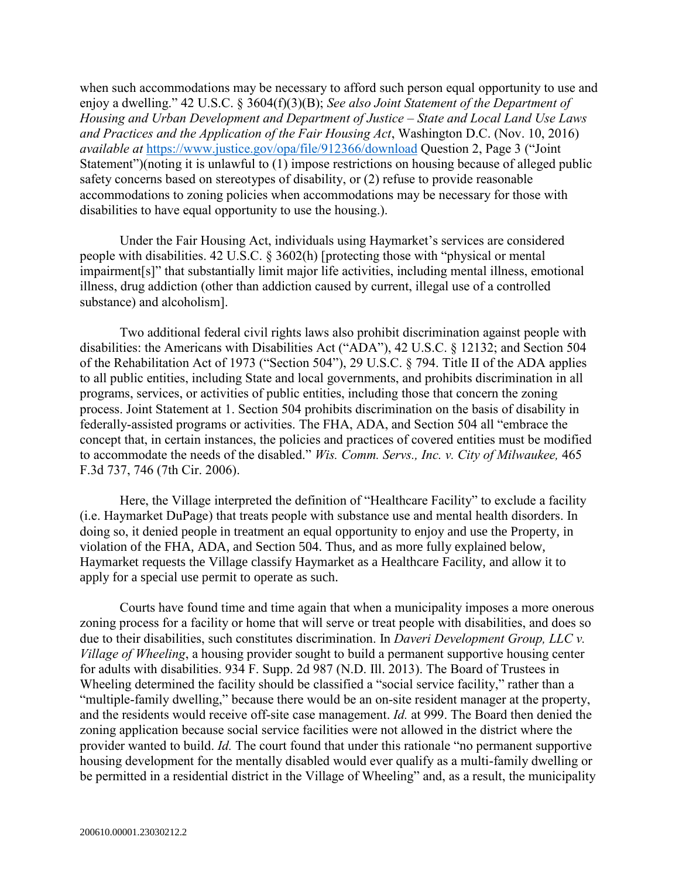when such accommodations may be necessary to afford such person equal opportunity to use and enjoy a dwelling." 42 U.S.C. § 3604(f)(3)(B); *See also Joint Statement of the Department of Housing and Urban Development and Department of Justice – State and Local Land Use Laws and Practices and the Application of the Fair Housing Act*, Washington D.C. (Nov. 10, 2016) *available at* https://www.justice.gov/opa/file/912366/download Question 2, Page 3 ("Joint Statement")(noting it is unlawful to (1) impose restrictions on housing because of alleged public safety concerns based on stereotypes of disability, or (2) refuse to provide reasonable accommodations to zoning policies when accommodations may be necessary for those with disabilities to have equal opportunity to use the housing.).

Under the Fair Housing Act, individuals using Haymarket's services are considered people with disabilities. 42 U.S.C. § 3602(h) [protecting those with "physical or mental impairment[s]" that substantially limit major life activities, including mental illness, emotional illness, drug addiction (other than addiction caused by current, illegal use of a controlled substance) and alcoholism].

Two additional federal civil rights laws also prohibit discrimination against people with disabilities: the Americans with Disabilities Act ("ADA"), 42 U.S.C. § 12132; and Section 504 of the Rehabilitation Act of 1973 ("Section 504"), 29 U.S.C. § 794. Title II of the ADA applies to all public entities, including State and local governments, and prohibits discrimination in all programs, services, or activities of public entities, including those that concern the zoning process. Joint Statement at 1. Section 504 prohibits discrimination on the basis of disability in federally-assisted programs or activities. The FHA, ADA, and Section 504 all "embrace the concept that, in certain instances, the policies and practices of covered entities must be modified to accommodate the needs of the disabled." *Wis. Comm. Servs., Inc. v. City of Milwaukee,* 465 F.3d 737, 746 (7th Cir. 2006).

Here, the Village interpreted the definition of "Healthcare Facility" to exclude a facility (i.e. Haymarket DuPage) that treats people with substance use and mental health disorders. In doing so, it denied people in treatment an equal opportunity to enjoy and use the Property, in violation of the FHA, ADA, and Section 504. Thus, and as more fully explained below, Haymarket requests the Village classify Haymarket as a Healthcare Facility, and allow it to apply for a special use permit to operate as such.

Courts have found time and time again that when a municipality imposes a more onerous zoning process for a facility or home that will serve or treat people with disabilities, and does so due to their disabilities, such constitutes discrimination. In *Daveri Development Group, LLC v. Village of Wheeling*, a housing provider sought to build a permanent supportive housing center for adults with disabilities. 934 F. Supp. 2d 987 (N.D. Ill. 2013). The Board of Trustees in Wheeling determined the facility should be classified a "social service facility," rather than a "multiple-family dwelling," because there would be an on-site resident manager at the property, and the residents would receive off-site case management. *Id.* at 999. The Board then denied the zoning application because social service facilities were not allowed in the district where the provider wanted to build. *Id.* The court found that under this rationale "no permanent supportive housing development for the mentally disabled would ever qualify as a multi-family dwelling or be permitted in a residential district in the Village of Wheeling" and, as a result, the municipality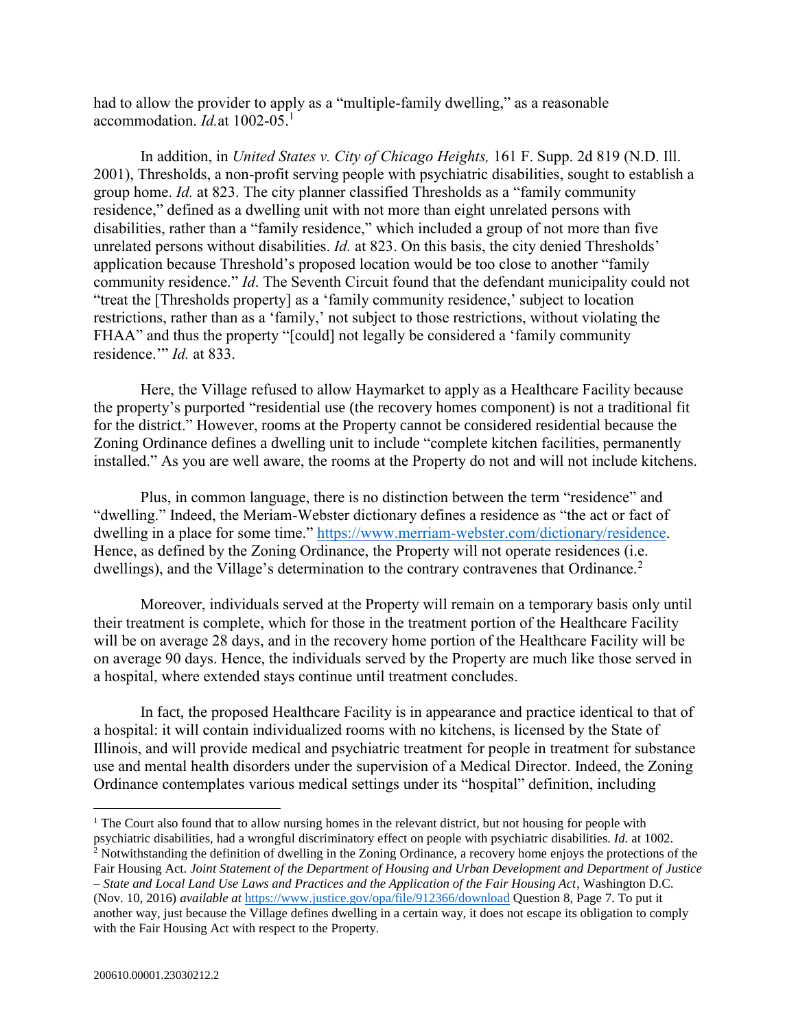had to allow the provider to apply as a "multiple-family dwelling," as a reasonable accommodation. *Id.*at 1002-05.[1]

In addition, in *United States v. City of Chicago Heights,* 161 F. Supp. 2d 819 (N.D. Ill. 2001), Thresholds, a non-profit serving people with psychiatric disabilities, sought to establish a group home. *Id.* at 823. The city planner classified Thresholds as a "family community residence," defined as a dwelling unit with not more than eight unrelated persons with disabilities, rather than a "family residence," which included a group of not more than five unrelated persons without disabilities. *Id.* at 823. On this basis, the city denied Thresholds' application because Threshold's proposed location would be too close to another "family community residence." *Id*. The Seventh Circuit found that the defendant municipality could not "treat the [Thresholds property] as a 'family community residence,' subject to location restrictions, rather than as a 'family,' not subject to those restrictions, without violating the FHAA" and thus the property "[could] not legally be considered a 'family community residence.'" *Id.* at 833.

Here, the Village refused to allow Haymarket to apply as a Healthcare Facility because the property's purported "residential use (the recovery homes component) is not a traditional fit for the district." However, rooms at the Property cannot be considered residential because the Zoning Ordinance defines a dwelling unit to include "complete kitchen facilities, permanently installed." As you are well aware, the rooms at the Property do not and will not include kitchens.

Plus, in common language, there is no distinction between the term "residence" and "dwelling." Indeed, the Meriam-Webster dictionary defines a residence as "the act or fact of dwelling in a place for some time." https://www.merriam-webster.com/dictionary/residence. Hence, as defined by the Zoning Ordinance, the Property will not operate residences (i.e. dwellings), and the Village's determination to the contrary contravenes that Ordinance.[2]

Moreover, individuals served at the Property will remain on a temporary basis only until their treatment is complete, which for those in the treatment portion of the Healthcare Facility will be on average 28 days, and in the recovery home portion of the Healthcare Facility will be on average 90 days. Hence, the individuals served by the Property are much like those served in a hospital, where extended stays continue until treatment concludes.

In fact, the proposed Healthcare Facility is in appearance and practice identical to that of a hospital: it will contain individualized rooms with no kitchens, is licensed by the State of Illinois, and will provide medical and psychiatric treatment for people in treatment for substance use and mental health disorders under the supervision of a Medical Director. Indeed, the Zoning Ordinance contemplates various medical settings under its "hospital" definition, including

---

[1] The Court also found that to allow nursing homes in the relevant district, but not housing for people with psychiatric disabilities, had a wrongful discriminatory effect on people with psychiatric disabilities. *Id.* at 1002.

[2] Notwithstanding the definition of dwelling in the Zoning Ordinance, a recovery home enjoys the protections of the Fair Housing Act. *Joint Statement of the Department of Housing and Urban Development and Department of Justice – State and Local Land Use Laws and Practices and the Application of the Fair Housing Act*, Washington D.C. (Nov. 10, 2016) *available at* https://www.justice.gov/opa/file/912366/download Question 8, Page 7. To put it another way, just because the Village defines dwelling in a certain way, it does not escape its obligation to comply with the Fair Housing Act with respect to the Property.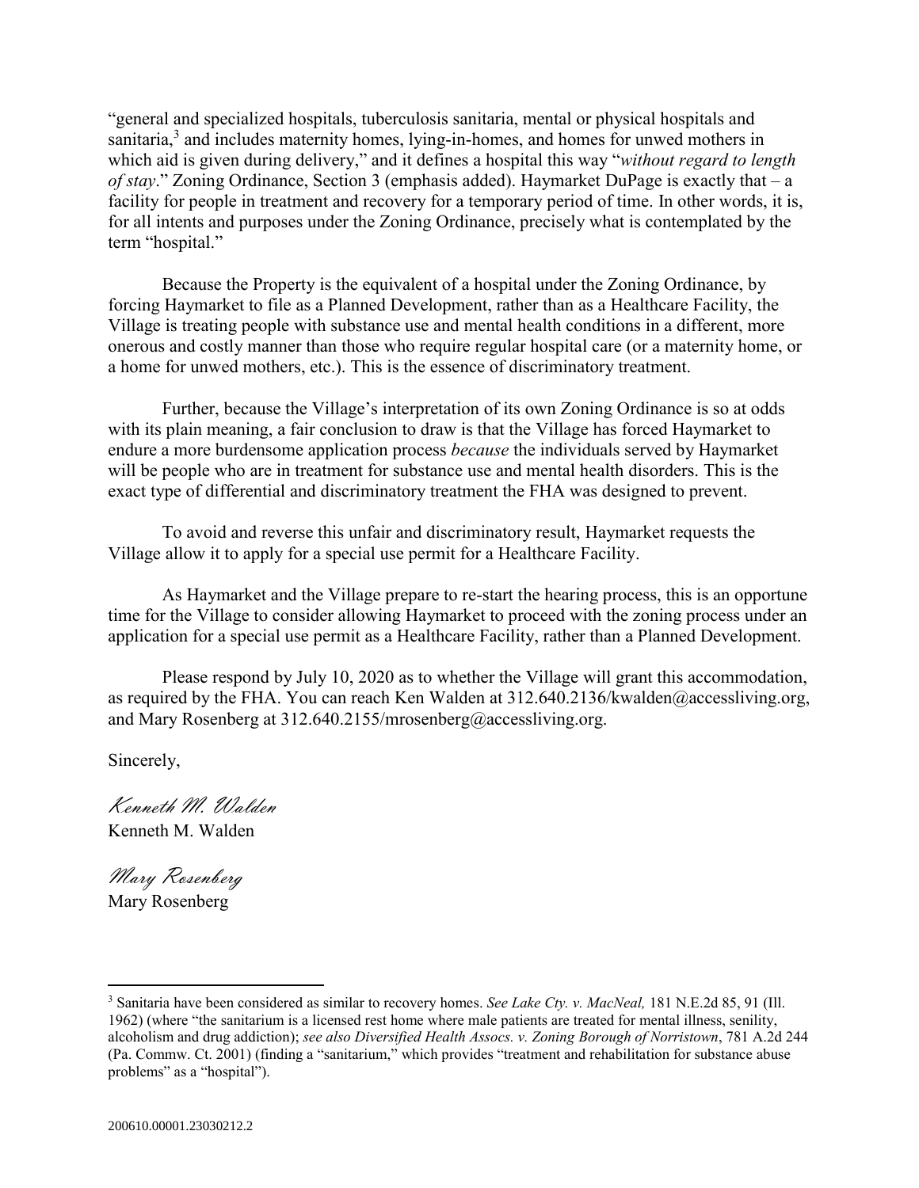"general and specialized hospitals, tuberculosis sanitaria, mental or physical hospitals and sanitaria,[3] and includes maternity homes, lying-in-homes, and homes for unwed mothers in which aid is given during delivery," and it defines a hospital this way "*without regard to length of stay*." Zoning Ordinance, Section 3 (emphasis added). Haymarket DuPage is exactly that – a facility for people in treatment and recovery for a temporary period of time. In other words, it is, for all intents and purposes under the Zoning Ordinance, precisely what is contemplated by the term "hospital."

Because the Property is the equivalent of a hospital under the Zoning Ordinance, by forcing Haymarket to file as a Planned Development, rather than as a Healthcare Facility, the Village is treating people with substance use and mental health conditions in a different, more onerous and costly manner than those who require regular hospital care (or a maternity home, or a home for unwed mothers, etc.). This is the essence of discriminatory treatment.

Further, because the Village's interpretation of its own Zoning Ordinance is so at odds with its plain meaning, a fair conclusion to draw is that the Village has forced Haymarket to endure a more burdensome application process *because* the individuals served by Haymarket will be people who are in treatment for substance use and mental health disorders. This is the exact type of differential and discriminatory treatment the FHA was designed to prevent.

To avoid and reverse this unfair and discriminatory result, Haymarket requests the Village allow it to apply for a special use permit for a Healthcare Facility.

As Haymarket and the Village prepare to re-start the hearing process, this is an opportune time for the Village to consider allowing Haymarket to proceed with the zoning process under an application for a special use permit as a Healthcare Facility, rather than a Planned Development.

Please respond by July 10, 2020 as to whether the Village will grant this accommodation, as required by the FHA. You can reach Ken Walden at 312.640.2136/kwalden@accessliving.org, and Mary Rosenberg at 312.640.2155/mrosenberg@accessliving.org.

Sincerely,

*Kenneth M. Walden*
Kenneth M. Walden

*Mary Rosenberg*
Mary Rosenberg

---

[3] Sanitaria have been considered as similar to recovery homes. *See Lake Cty. v. MacNeal,* 181 N.E.2d 85, 91 (Ill. 1962) (where "the sanitarium is a licensed rest home where male patients are treated for mental illness, senility, alcoholism and drug addiction); *see also Diversified Health Assocs. v. Zoning Borough of Norristown*, 781 A.2d 244 (Pa. Commw. Ct. 2001) (finding a "sanitarium," which provides "treatment and rehabilitation for substance abuse problems" as a "hospital").

200610.00001.23030212.2